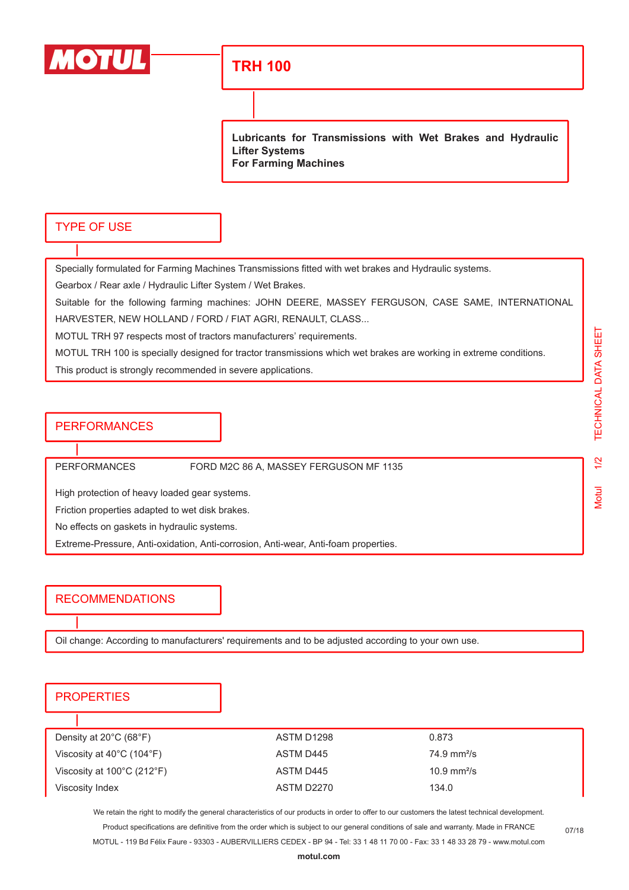# TRH 100

**Lubricants for Transmissions with Wet Brakes and Hydraulic Lifter Systems**
**For Farming Machines**

## TYPE OF USE

Specially formulated for Farming Machines Transmissions fitted with wet brakes and Hydraulic systems.

Gearbox / Rear axle / Hydraulic Lifter System / Wet Brakes.

Suitable for the following farming machines: JOHN DEERE, MASSEY FERGUSON, CASE SAME, INTERNATIONAL HARVESTER, NEW HOLLAND / FORD / FIAT AGRI, RENAULT, CLASS...

MOTUL TRH 97 respects most of tractors manufacturers' requirements.

MOTUL TRH 100 is specially designed for tractor transmissions which wet brakes are working in extreme conditions.

This product is strongly recommended in severe applications.

## PERFORMANCES

PERFORMANCES FORD M2C 86 A, MASSEY FERGUSON MF 1135

High protection of heavy loaded gear systems.

Friction properties adapted to wet disk brakes.

No effects on gaskets in hydraulic systems.

Extreme-Pressure, Anti-oxidation, Anti-corrosion, Anti-wear, Anti-foam properties.

## RECOMMENDATIONS

Oil change: According to manufacturers' requirements and to be adjusted according to your own use.

## PROPERTIES

| | | |
|---|---|---|
| Density at 20°C (68°F) | ASTM D1298 | 0.873 |
| Viscosity at 40°C (104°F) | ASTM D445 | 74.9 $mm^2/s$ |
| Viscosity at 100°C (212°F) | ASTM D445 | 10.9 $mm^2/s$ |
| Viscosity Index | ASTM D2270 | 134.0 |

We retain the right to modify the general characteristics of our products in order to offer to our customers the latest technical development.
Product specifications are definitive from the order which is subject to our general conditions of sale and warranty. Made in FRANCE
MOTUL - 119 Bd Félix Faure - 93303 - AUBERVILLIERS CEDEX - BP 94 - Tel: 33 1 48 11 70 00 - Fax: 33 1 48 33 28 79 - www.motul.com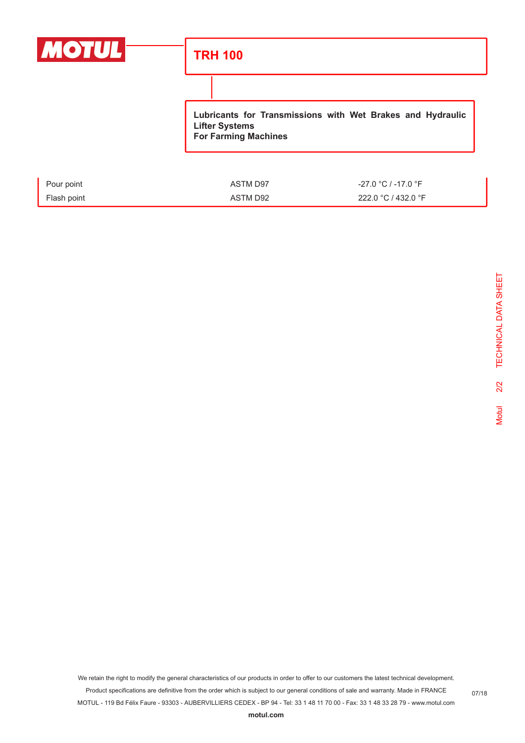# TRH 100

**Lubricants for Transmissions with Wet Brakes and Hydraulic Lifter Systems**
**For Farming Machines**

| | | |
|---|---|---|
| Pour point | ASTM D97 | -27.0 °C / -17.0 °F |
| Flash point | ASTM D92 | 222.0 °C / 432.0 °F |

We retain the right to modify the general characteristics of our products in order to offer to our customers the latest technical development.
Product specifications are definitive from the order which is subject to our general conditions of sale and warranty. Made in FRANCE
MOTUL - 119 Bd Félix Faure - 93303 - AUBERVILLIERS CEDEX - BP 94 - Tel: 33 1 48 11 70 00 - Fax: 33 1 48 33 28 79 - www.motul.com

**motul.com**

07/18